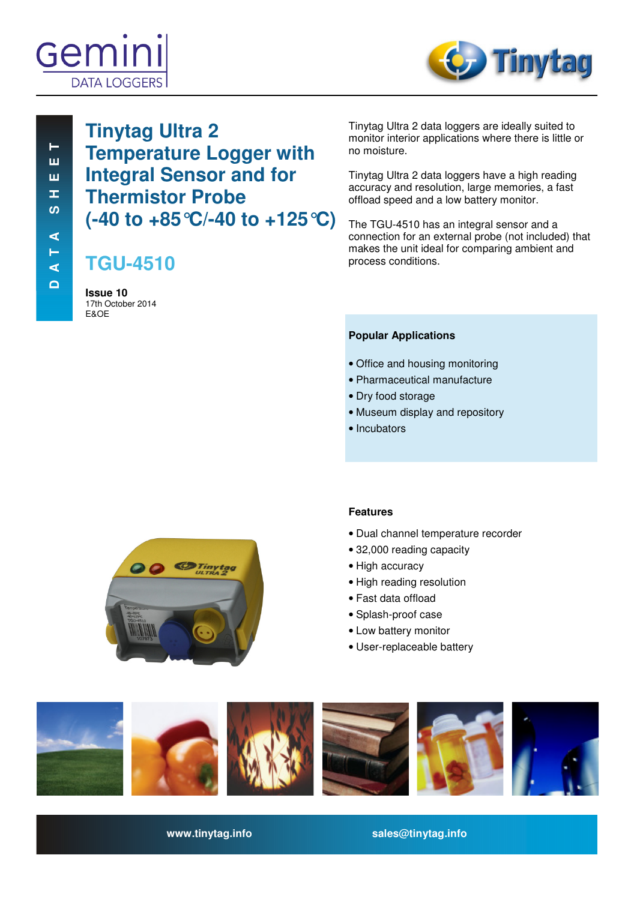Gemini DATA LOGGERS

Tinytag

DATA SHEET

# Tinytag Ultra 2 Temperature Logger with Integral Sensor and for Thermistor Probe (-40 to +85 °C/-40 to +125 °C)

## TGU-4510

**Issue 10**
17th October 2014
E&OE

Tinytag Ultra 2 data loggers are ideally suited to monitor interior applications where there is little or no moisture.

Tinytag Ultra 2 data loggers have a high reading accuracy and resolution, large memories, a fast offload speed and a low battery monitor.

The TGU-4510 has an integral sensor and a connection for an external probe (not included) that makes the unit ideal for comparing ambient and process conditions.

### Popular Applications

- Office and housing monitoring
- Pharmaceutical manufacture
- Dry food storage
- Museum display and repository
- Incubators

### Features

- Dual channel temperature recorder
- 32,000 reading capacity
- High accuracy
- High reading resolution
- Fast data offload
- Splash-proof case
- Low battery monitor
- User-replaceable battery

**www.tinytag.info** **sales@tinytag.info**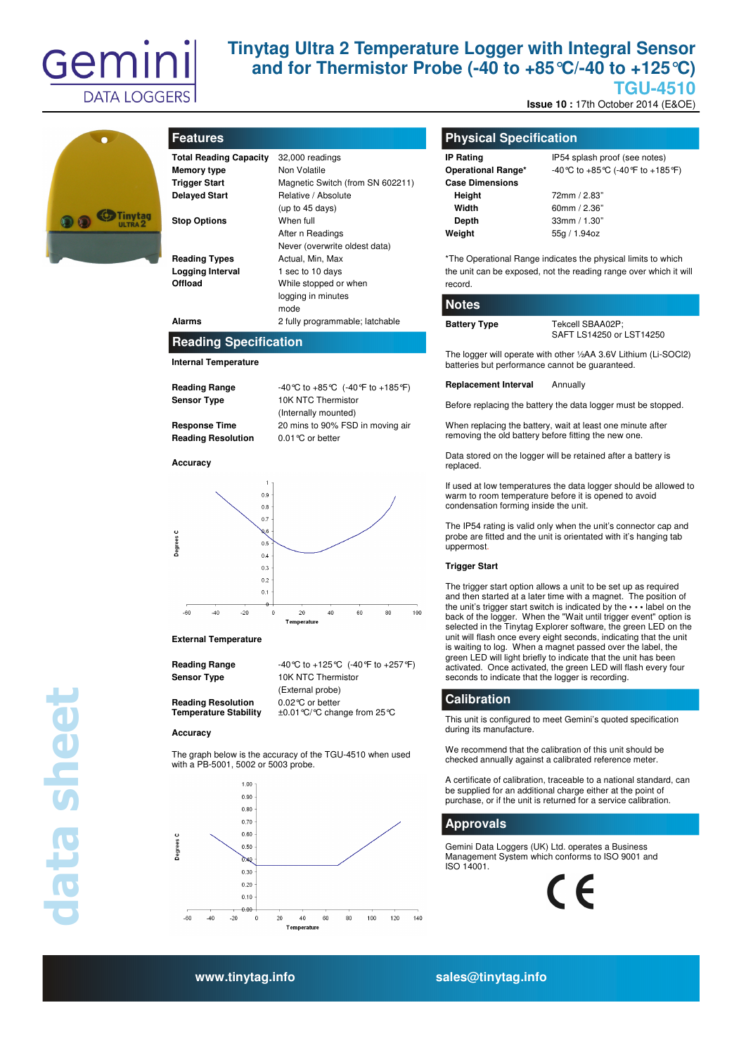# Tinytag Ultra 2 Temperature Logger with Integral Sensor and for Thermistor Probe (-40 to +85°C/-40 to +125°C)

## TGU-4510

**Issue 10 :** 17th October 2014 (E&OE)

## Features

| | |
|---|---|
| **Total Reading Capacity** | 32,000 readings |
| **Memory type** | Non Volatile |
| **Trigger Start** | Magnetic Switch (from SN 602211) |
| **Delayed Start** | Relative / Absolute (up to 45 days) |
| **Stop Options** | When full<br>After n Readings<br>Never (overwrite oldest data) |
| **Reading Types** | Actual, Min, Max |
| **Logging Interval** | 1 sec to 10 days |
| **Offload** | While stopped or when logging in minutes mode |
| **Alarms** | 2 fully programmable; latchable |

## Reading Specification

**Internal Temperature**

| | |
|---|---|
| **Reading Range** | -40°C to +85°C (-40°F to +185°F) |
| **Sensor Type** | 10K NTC Thermistor (Internally mounted) |
| **Response Time** | 20 mins to 90% FSD in moving air |
| **Reading Resolution** | 0.01°C or better |

**Accuracy**

**External Temperature**

| | |
|---|---|
| **Reading Range** | -40°C to +125°C (-40°F to +257°F) |
| **Sensor Type** | 10K NTC Thermistor (External probe) |
| **Reading Resolution** | 0.02°C or better |
| **Temperature Stability** | ±0.01°C/°C change from 25°C |

**Accuracy**

The graph below is the accuracy of the TGU-4510 when used with a PB-5001, 5002 or 5003 probe.

## Physical Specification

| | |
|---|---|
| **IP Rating** | IP54 splash proof (see notes) |
| **Operational Range*** | -40°C to +85°C (-40°F to +185°F) |
| **Case Dimensions** | |
| **Height** | 72mm / 2.83" |
| **Width** | 60mm / 2.36" |
| **Depth** | 33mm / 1.30" |
| **Weight** | 55g / 1.94oz |

*The Operational Range indicates the physical limits to which the unit can be exposed, not the reading range over which it will record.

## Notes

| | |
|---|---|
| **Battery Type** | Tekcell SBAA02P;<br>SAFT LS14250 or LST14250 |

The logger will operate with other ½AA 3.6V Lithium (Li-SOCl2) batteries but performance cannot be guaranteed.

| | |
|---|---|
| **Replacement Interval** | Annually |

Before replacing the battery the data logger must be stopped.

When replacing the battery, wait at least one minute after removing the old battery before fitting the new one.

Data stored on the logger will be retained after a battery is replaced.

If used at low temperatures the data logger should be allowed to warm to room temperature before it is opened to avoid condensation forming inside the unit.

The IP54 rating is valid only when the unit's connector cap and probe are fitted and the unit is orientated with it's hanging tab uppermost.

**Trigger Start**

The trigger start option allows a unit to be set up as required and then started at a later time with a magnet. The position of the unit's trigger start switch is indicated by the • • • label on the back of the logger. When the "Wait until trigger event" option is selected in the Tinytag Explorer software, the green LED on the unit will flash once every eight seconds, indicating that the unit is waiting to log. When a magnet passed over the label, the green LED will light briefly to indicate that the unit has been activated. Once activated, the green LED will flash every four seconds to indicate that the logger is recording.

## Calibration

This unit is configured to meet Gemini's quoted specification during its manufacture.

We recommend that the calibration of this unit should be checked annually against a calibrated reference meter.

A certificate of calibration, traceable to a national standard, can be supplied for an additional charge either at the point of purchase, or if the unit is returned for a service calibration.

## Approvals

Gemini Data Loggers (UK) Ltd. operates a Business Management System which conforms to ISO 9001 and ISO 14001.

www.tinytag.info　　sales@tinytag.info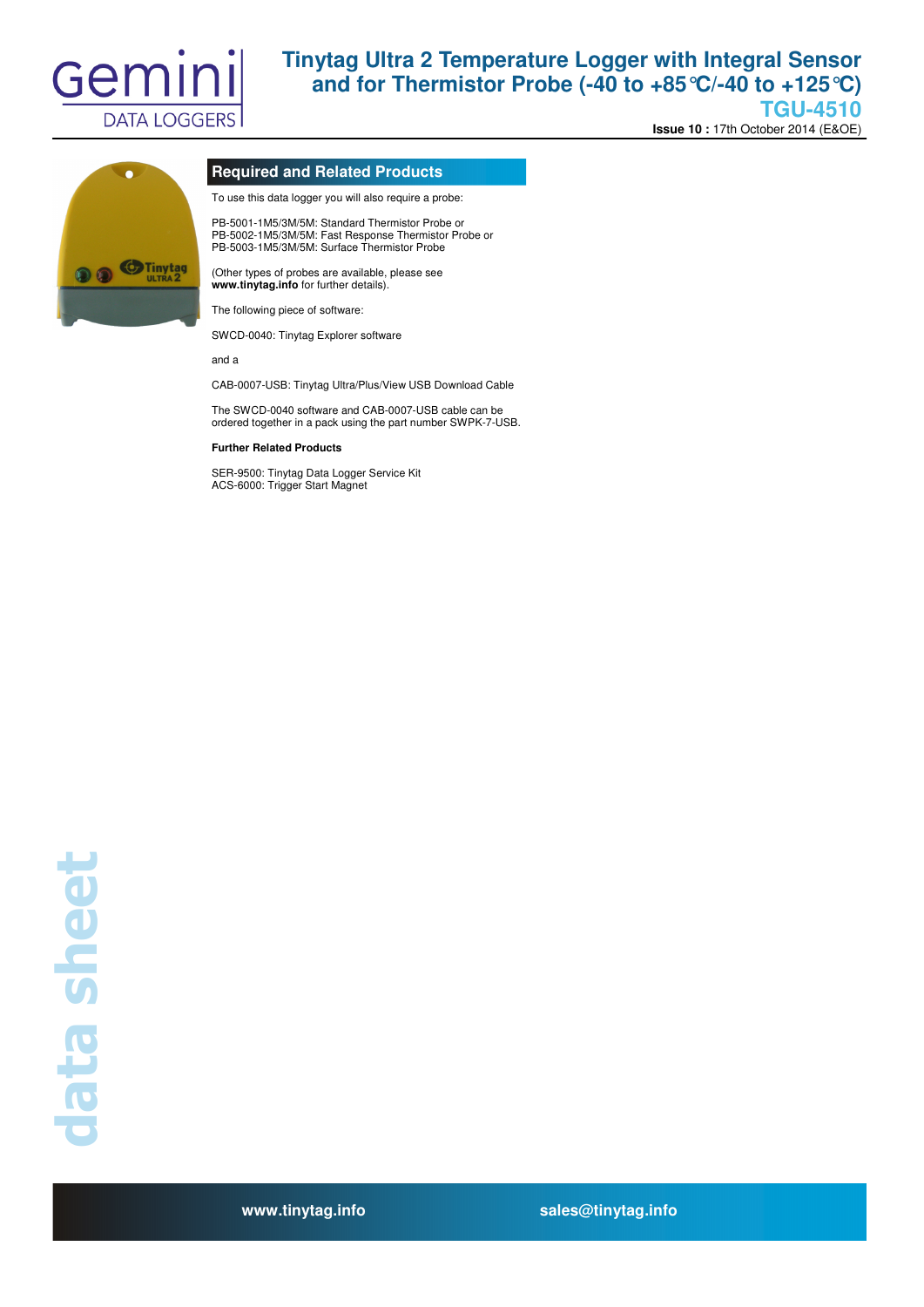## Required and Related Products

To use this data logger you will also require a probe:

PB-5001-1M5/3M/5M: Standard Thermistor Probe or
PB-5002-1M5/3M/5M: Fast Response Thermistor Probe or
PB-5003-1M5/3M/5M: Surface Thermistor Probe

(Other types of probes are available, please see **www.tinytag.info** for further details).

The following piece of software:

SWCD-0040: Tinytag Explorer software

and a

CAB-0007-USB: Tinytag Ultra/Plus/View USB Download Cable

The SWCD-0040 software and CAB-0007-USB cable can be ordered together in a pack using the part number SWPK-7-USB.

**Further Related Products**

SER-9500: Tinytag Data Logger Service Kit
ACS-6000: Trigger Start Magnet